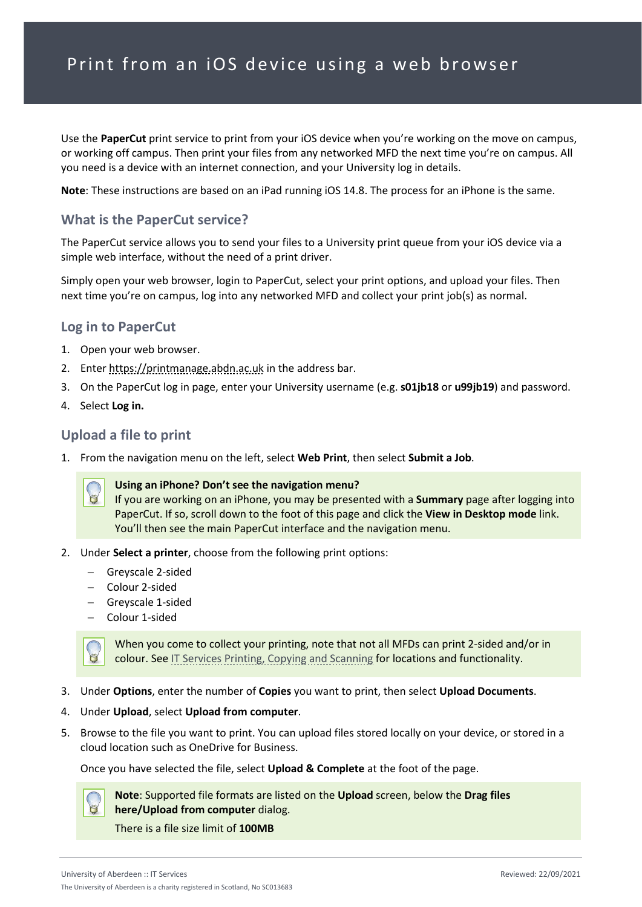# Print from an iOS device using a web browser

Use the **PaperCut** print service to print from your iOS device when you're working on the move on campus, or working off campus. Then print your files from any networked MFD the next time you're on campus. All you need is a device with an internet connection, and your University log in details.

**Note**: These instructions are based on an iPad running iOS 14.8. The process for an iPhone is the same.

## What is the PaperCut service?

The PaperCut service allows you to send your files to a University print queue from your iOS device via a simple web interface, without the need of a print driver.

Simply open your web browser, login to PaperCut, select your print options, and upload your files. Then next time you're on campus, log into any networked MFD and collect your print job(s) as normal.

## Log in to PaperCut

1. Open your web browser.
2. Enter https://printmanage.abdn.ac.uk in the address bar.
3. On the PaperCut log in page, enter your University username (e.g. **s01jb18** or **u99jb19**) and password.
4. Select **Log in.**

## Upload a file to print

1. From the navigation menu on the left, select **Web Print**, then select **Submit a Job**.

   > **Using an iPhone? Don't see the navigation menu?**
   > If you are working on an iPhone, you may be presented with a **Summary** page after logging into PaperCut. If so, scroll down to the foot of this page and click the **View in Desktop mode** link. You'll then see the main PaperCut interface and the navigation menu.

2. Under **Select a printer**, choose from the following print options:
   - Greyscale 2-sided
   - Colour 2-sided
   - Greyscale 1-sided
   - Colour 1-sided

   > When you come to collect your printing, note that not all MFDs can print 2-sided and/or in colour. See IT Services Printing, Copying and Scanning for locations and functionality.

3. Under **Options**, enter the number of **Copies** you want to print, then select **Upload Documents**.
4. Under **Upload**, select **Upload from computer**.
5. Browse to the file you want to print. You can upload files stored locally on your device, or stored in a cloud location such as OneDrive for Business.

   Once you have selected the file, select **Upload & Complete** at the foot of the page.

   > **Note**: Supported file formats are listed on the **Upload** screen, below the **Drag files here/Upload from computer** dialog.
   >
   > There is a file size limit of **100MB**

University of Aberdeen :: IT Services

Reviewed: 22/09/2021

The University of Aberdeen is a charity registered in Scotland, No SC013683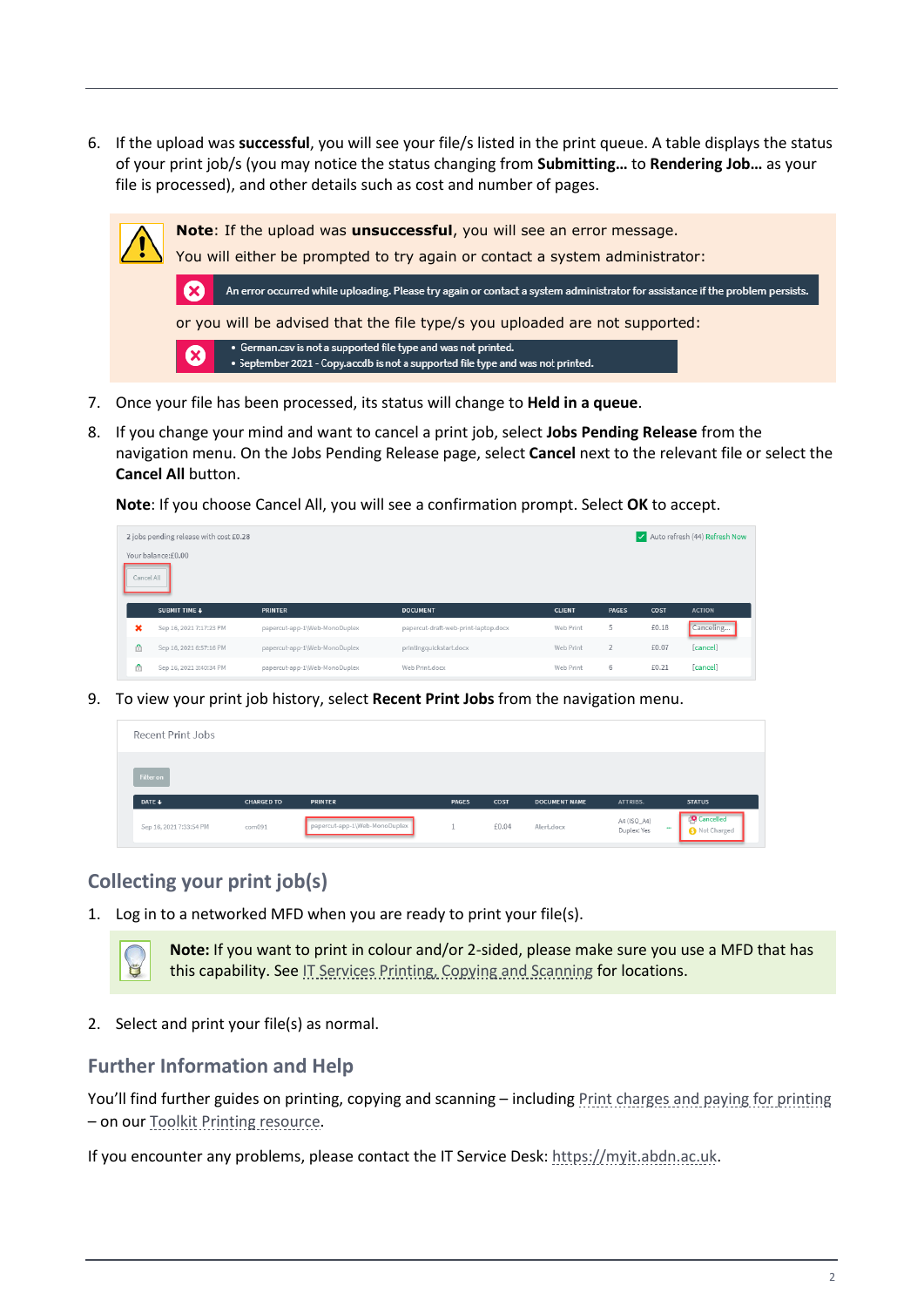6. If the upload was **successful**, you will see your file/s listed in the print queue. A table displays the status of your print job/s (you may notice the status changing from **Submitting…** to **Rendering Job…** as your file is processed), and other details such as cost and number of pages.

> **Note**: If the upload was **unsuccessful**, you will see an error message.
> You will either be prompted to try again or contact a system administrator:
>
> An error occurred while uploading. Please try again or contact a system administrator for assistance if the problem persists.
>
> or you will be advised that the file type/s you uploaded are not supported:
>
> - German.csv is not a supported file type and was not printed.
> - September 2021 - Copy.accdb is not a supported file type and was not printed.

7. Once your file has been processed, its status will change to **Held in a queue**.
8. If you change your mind and want to cancel a print job, select **Jobs Pending Release** from the navigation menu. On the Jobs Pending Release page, select **Cancel** next to the relevant file or select the **Cancel All** button.

   **Note**: If you choose Cancel All, you will see a confirmation prompt. Select **OK** to accept.

   2 jobs pending release with cost £0.28
   Your balance: £0.00
   Cancel All
   Auto refresh (44) Refresh Now

   | | SUBMIT TIME | PRINTER | DOCUMENT | CLIENT | PAGES | COST | ACTION |
   |---|---|---|---|---|---|---|---|
   | ✖ | Sep 16, 2021 7:17:25 PM | papercut-app-1\Web-MonoDuplex | papercut-draft-web-print-laptop.docx | Web Print | 5 | £0.18 | Canceling... |
   | | Sep 16, 2021 8:57:16 PM | papercut-app-1\Web-MonoDuplex | printingquickstart.docx | Web Print | 2 | £0.07 | [cancel] |
   | | Sep 16, 2021 2:40:34 PM | papercut-app-1\Web-MonoDuplex | Web Print.docx | Web Print | 6 | £0.21 | [cancel] |

9. To view your print job history, select **Recent Print Jobs** from the navigation menu.

   Recent Print Jobs

   Filter on

   | DATE | CHARGED TO | PRINTER | PAGES | COST | DOCUMENT NAME | ATTRIBS. | STATUS |
   |---|---|---|---|---|---|---|---|
   | Sep 16, 2021 7:33:54 PM | com091 | papercut-app-1\Web-MonoDuplex | 1 | £0.04 | Alert.docx | A4 (ISO_A4) Duplex: Yes | Cancelled Not Charged |

## Collecting your print job(s)

1. Log in to a networked MFD when you are ready to print your file(s).

   > **Note:** If you want to print in colour and/or 2-sided, please make sure you use a MFD that has this capability. See IT Services Printing, Copying and Scanning for locations.

2. Select and print your file(s) as normal.

## Further Information and Help

You'll find further guides on printing, copying and scanning – including Print charges and paying for printing – on our Toolkit Printing resource.

If you encounter any problems, please contact the IT Service Desk: https://myit.abdn.ac.uk.